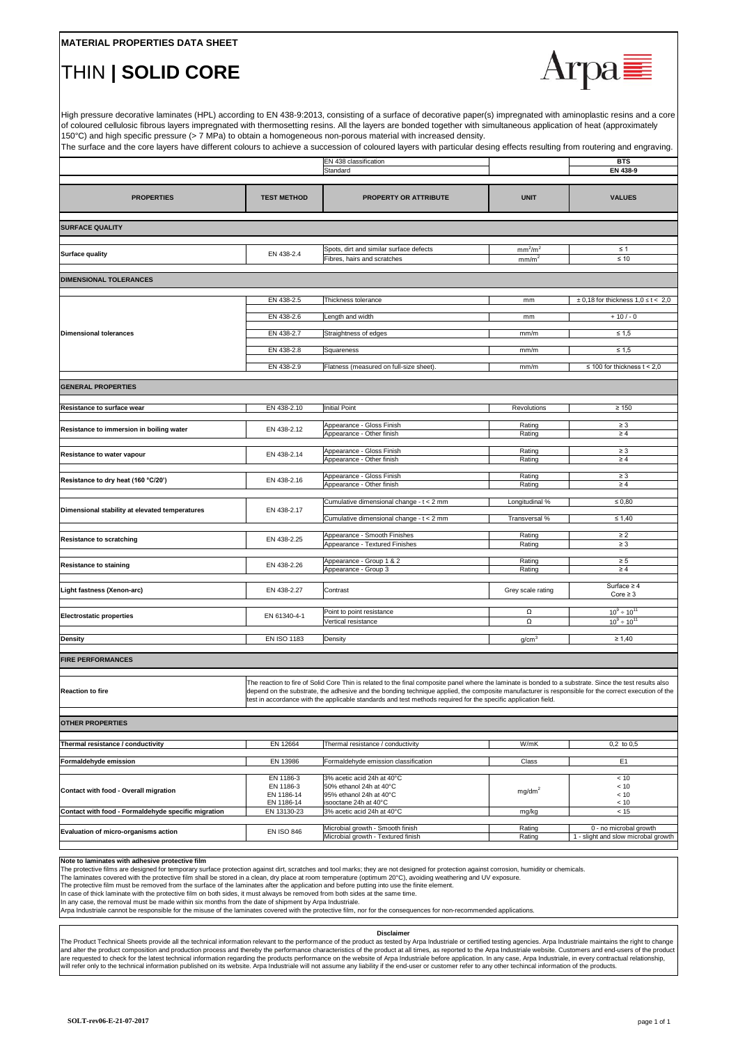MATERIAL PROPERTIES DATA SHEET

# THIN | **SOLID CORE**

High pressure decorative laminates (HPL) according to EN 438-9:2013, consisting of a surface of decorative paper(s) impregnated with aminoplastic resins and a core of coloured cellulosic fibrous layers impregnated with thermosetting resins. All the layers are bonded together with simultaneous application of heat (approximately 150°C) and high specific pressure (> 7 MPa) to obtain a homogeneous non-porous material with increased density.
The surface and the core layers have different colours to achieve a succession of coloured layers with particular desing effects resulting from routering and engraving.

| | | EN 438 classification | | BTS |
|---|---|---|---|---|
| | | Standard | | EN 438-9 |

| PROPERTIES | TEST METHOD | PROPERTY OR ATTRIBUTE | UNIT | VALUES |
|---|---|---|---|---|
| **SURFACE QUALITY** | | | | |
| **Surface quality** | EN 438-2.4 | Spots, dirt and similar surface defects | $mm^2/m^2$ | ≤ 1 |
| | | Fibres, hairs and scratches | $mm/m^2$ | ≤ 10 |
| **DIMENSIONAL TOLERANCES** | | | | |
| **Dimensional tolerances** | EN 438-2.5 | Thickness tolerance | mm | ± 0,18 for thickness 1,0 ≤ t < 2,0 |
| | EN 438-2.6 | Length and width | mm | + 10 / - 0 |
| | EN 438-2.7 | Straightness of edges | mm/m | ≤ 1,5 |
| | EN 438-2.8 | Squareness | mm/m | ≤ 1,5 |
| | EN 438-2.9 | Flatness (measured on full-size sheet). | mm/m | ≤ 100 for thickness t < 2,0 |
| **GENERAL PROPERTIES** | | | | |
| **Resistance to surface wear** | EN 438-2.10 | Initial Point | Revolutions | ≥ 150 |
| **Resistance to immersion in boiling water** | EN 438-2.12 | Appearance - Gloss Finish | Rating | ≥ 3 |
| | | Appearance - Other finish | Rating | ≥ 4 |
| **Resistance to water vapour** | EN 438-2.14 | Appearance - Gloss Finish | Rating | ≥ 3 |
| | | Appearance - Other finish | Rating | ≥ 4 |
| **Resistance to dry heat (160 °C/20')** | EN 438-2.16 | Appearance - Gloss Finish | Rating | ≥ 3 |
| | | Appearance - Other finish | Rating | ≥ 4 |
| **Dimensional stability at elevated temperatures** | EN 438-2.17 | Cumulative dimensional change - t < 2 mm | Longitudinal % | ≤ 0,80 |
| | | Cumulative dimensional change - t < 2 mm | Transversal % | ≤ 1,40 |
| **Resistance to scratching** | EN 438-2.25 | Appearance - Smooth Finishes | Rating | ≥ 2 |
| | | Appearance - Textured Finishes | Rating | ≥ 3 |
| **Resistance to staining** | EN 438-2.26 | Appearance - Group 1 & 2 | Rating | ≥ 5 |
| | | Appearance - Group 3 | Rating | ≥ 4 |
| **Light fastness (Xenon-arc)** | EN 438-2.27 | Contrast | Grey scale rating | Surface ≥ 4 Core ≥ 3 |
| **Electrostatic properties** | EN 61340-4-1 | Point to point resistance | Ω | $10^9 \div 10^{11}$ |
| | | Vertical resistance | Ω | $10^9 \div 10^{11}$ |
| **Density** | EN ISO 1183 | Density | $g/cm^3$ | ≥ 1,40 |
| **FIRE PERFORMANCES** | | | | |
| **Reaction to fire** | The reaction to fire of Solid Core Thin is related to the final composite panel where the laminate is bonded to a substrate. Since the test results also depend on the substrate, the adhesive and the bonding technique applied, the composite manufacturer is responsible for the correct execution of the test in accordance with the applicable standards and test methods required for the specific application field. | | | |
| **OTHER PROPERTIES** | | | | |
| **Thermal resistance / conductivity** | EN 12664 | Thermal resistance / conductivity | W/mK | 0,2 to 0,5 |
| **Formaldehyde emission** | EN 13986 | Formaldehyde emission classification | Class | E1 |
| **Contact with food - Overall migration** | EN 1186-3 | 3% acetic acid 24h at 40°C | $mg/dm^2$ | < 10 |
| | EN 1186-3 | 50% ethanol 24h at 40°C | | < 10 |
| | EN 1186-14 | 95% ethanol 24h at 40°C | | < 10 |
| | EN 1186-14 | isooctane 24h at 40°C | | < 10 |
| **Contact with food - Formaldehyde specific migration** | EN 13130-23 | 3% acetic acid 24h at 40°C | mg/kg | < 15 |
| **Evaluation of micro-organisms action** | EN ISO 846 | Microbial growth - Smooth finish | Rating | 0 - no microbal growth |
| | | Microbial growth - Textured finish | Rating | 1 - slight and slow microbal growth |

**Note to laminates with adhesive protective film**
The protective films are designed for temporary surface protection against dirt, scratches and tool marks; they are not designed for protection against corrosion, humidity or chemicals.
The laminates covered with the protective film shall be stored in a clean, dry place at room temperature (optimum 20°C), avoiding weathering and UV exposure.
The protective film must be removed from the surface of the laminates after the application and before putting into use the finite element.
In case of thick laminate with the protective film on both sides, it must always be removed from both sides at the same time.
In any case, the removal must be made within six months from the date of shipment by Arpa Industriale.
Arpa Industriale cannot be responsible for the misuse of the laminates covered with the protective film, nor for the consequences for non-recommended applications.

**Disclaimer**
The Product Technical Sheets provide all the technical information relevant to the performance of the product as tested by Arpa Industriale or certified testing agencies. Arpa Industriale maintains the right to change and alter the product composition and production process and thereby the performance characteristics of the product at all times, as reported to the Arpa Industriale website. Customers and end-users of the product are requested to check for the latest technical information regarding the products performance on the website of Arpa Industriale before application. In any case, Arpa Industriale, in every contractual relationship, will refer only to the technical information published on its website. Arpa Industriale will not assume any liability if the end-user or customer refer to any other techincal information of the products.

SOLT-rev06-E-21-07-2017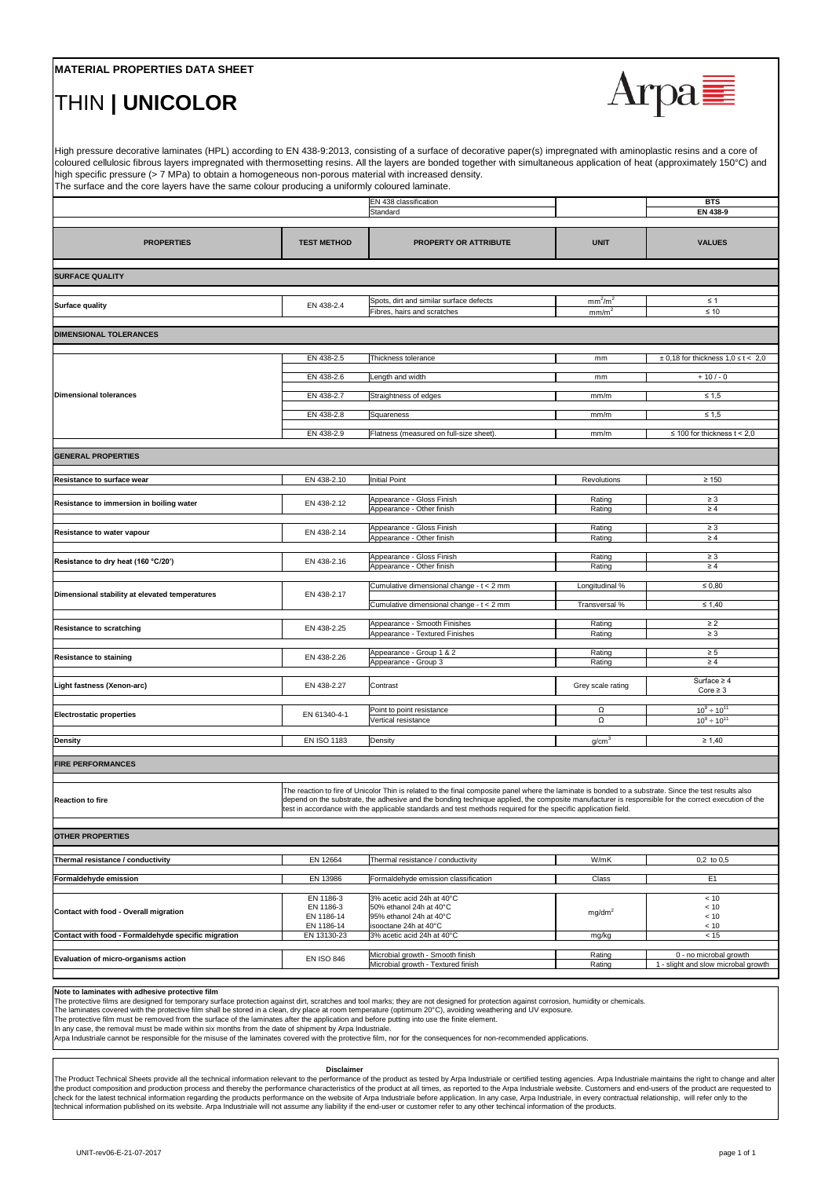**MATERIAL PROPERTIES DATA SHEET**

# THIN | **UNICOLOR**

High pressure decorative laminates (HPL) according to EN 438-9:2013, consisting of a surface of decorative paper(s) impregnated with aminoplastic resins and a core of coloured cellulosic fibrous layers impregnated with thermosetting resins. All the layers are bonded together with simultaneous application of heat (approximately 150°C) and high specific pressure (> 7 MPa) to obtain a homogeneous non-porous material with increased density.
The surface and the core layers have the same colour producing a uniformly coloured laminate.

| | | | | |
|---|---|---|---|---|
| | | EN 438 classification | | **BTS** |
| | | Standard | | **EN 438-9** |
| **PROPERTIES** | **TEST METHOD** | **PROPERTY OR ATTRIBUTE** | **UNIT** | **VALUES** |
| **SURFACE QUALITY** | | | | |
| **Surface quality** | EN 438-2.4 | Spots, dirt and similar surface defects | $mm^2/m^2$ | ≤ 1 |
| | | Fibres, hairs and scratches | $mm/m^2$ | ≤ 10 |
| **DIMENSIONAL TOLERANCES** | | | | |
| **Dimensional tolerances** | EN 438-2.5 | Thickness tolerance | mm | ± 0,18 for thickness 1,0 ≤ t < 2,0 |
| | EN 438-2.6 | Length and width | mm | + 10 / - 0 |
| | EN 438-2.7 | Straightness of edges | mm/m | ≤ 1,5 |
| | EN 438-2.8 | Squareness | mm/m | ≤ 1,5 |
| | EN 438-2.9 | Flatness (measured on full-size sheet). | mm/m | ≤ 100 for thickness t < 2,0 |
| **GENERAL PROPERTIES** | | | | |
| **Resistance to surface wear** | EN 438-2.10 | Initial Point | Revolutions | ≥ 150 |
| **Resistance to immersion in boiling water** | EN 438-2.12 | Appearance - Gloss Finish | Rating | ≥ 3 |
| | | Appearance - Other finish | Rating | ≥ 4 |
| **Resistance to water vapour** | EN 438-2.14 | Appearance - Gloss Finish | Rating | ≥ 3 |
| | | Appearance - Other finish | Rating | ≥ 4 |
| **Resistance to dry heat (160 °C/20')** | EN 438-2.16 | Appearance - Gloss Finish | Rating | ≥ 3 |
| | | Appearance - Other finish | Rating | ≥ 4 |
| **Dimensional stability at elevated temperatures** | EN 438-2.17 | Cumulative dimensional change - t < 2 mm | Longitudinal % | ≤ 0,80 |
| | | Cumulative dimensional change - t < 2 mm | Transversal % | ≤ 1,40 |
| **Resistance to scratching** | EN 438-2.25 | Appearance - Smooth Finishes | Rating | ≥ 2 |
| | | Appearance - Textured Finishes | Rating | ≥ 3 |
| **Resistance to staining** | EN 438-2.26 | Appearance - Group 1 & 2 | Rating | ≥ 5 |
| | | Appearance - Group 3 | Rating | ≥ 4 |
| **Light fastness (Xenon-arc)** | EN 438-2.27 | Contrast | Grey scale rating | Surface ≥ 4<br>Core ≥ 3 |
| **Electrostatic properties** | EN 61340-4-1 | Point to point resistance | Ω | $10^9 \div 10^{11}$ |
| | | Vertical resistance | Ω | $10^9 \div 10^{11}$ |
| **Density** | EN ISO 1183 | Density | $g/cm^3$ | ≥ 1,40 |
| **FIRE PERFORMANCES** | | | | |
| **Reaction to fire** | The reaction to fire of Unicolor Thin is related to the final composite panel where the laminate is bonded to a substrate. Since the test results also depend on the substrate, the adhesive and the bonding technique applied, the composite manufacturer is responsible for the correct execution of the test in accordance with the applicable standards and test methods required for the specific application field. | | | |
| **OTHER PROPERTIES** | | | | |
| **Thermal resistance / conductivity** | EN 12664 | Thermal resistance / conductivity | W/mK | 0,2 to 0,5 |
| **Formaldehyde emission** | EN 13986 | Formaldehyde emission classification | Class | E1 |
| **Contact with food - Overall migration** | EN 1186-3 | 3% acetic acid 24h at 40°C | $mg/dm^2$ | < 10 |
| | EN 1186-3 | 50% ethanol 24h at 40°C | $mg/dm^2$ | < 10 |
| | EN 1186-14 | 95% ethanol 24h at 40°C | $mg/dm^2$ | < 10 |
| | EN 1186-14 | isooctane 24h at 40°C | $mg/dm^2$ | < 10 |
| **Contact with food - Formaldehyde specific migration** | EN 13130-23 | 3% acetic acid 24h at 40°C | mg/kg | < 15 |
| **Evaluation of micro-organisms action** | EN ISO 846 | Microbial growth - Smooth finish | Rating | 0 - no microbal growth |
| | | Microbial growth - Textured finish | Rating | 1 - slight and slow microbal growth |

**Note to laminates with adhesive protective film**
The protective films are designed for temporary surface protection against dirt, scratches and tool marks; they are not designed for protection against corrosion, humidity or chemicals.
The laminates covered with the protective film shall be stored in a clean, dry place at room temperature (optimum 20°C), avoiding weathering and UV exposure.
The protective film must be removed from the surface of the laminates after the application and before putting into use the finite element.
In any case, the removal must be made within six months from the date of shipment by Arpa Industriale.
Arpa Industriale cannot be responsible for the misuse of the laminates covered with the protective film, nor for the consequences for non-recommended applications.

**Disclaimer**
The Product Technical Sheets provide all the technical information relevant to the performance of the product as tested by Arpa Industriale or certified testing agencies. Arpa Industriale maintains the right to change and alter the product composition and production process and thereby the performance characteristics of the product at all times, as reported to the Arpa Industriale website. Customers and end-users of the product are requested to check for the latest technical information regarding the products performance on the website of Arpa Industriale before application. In any case, Arpa Industriale, in every contractual relationship, will refer only to the technical information published on its website. Arpa Industriale will not assume any liability if the end-user or customer refer to any other techincal information of the products.

UNIT-rev06-E-21-07-2017